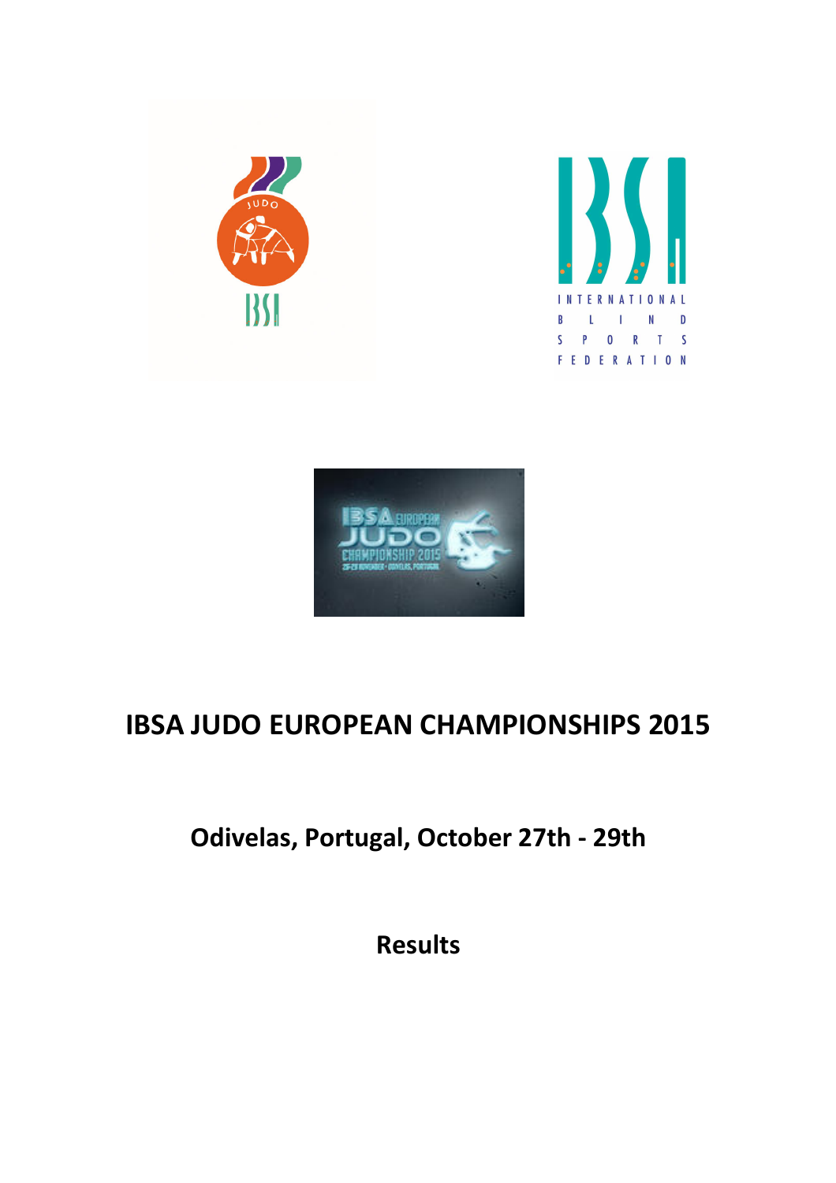# IBSA JUDO EUROPEAN CHAMPIONSHIPS 2015

## Odivelas, Portugal, October 27th - 29th

## Results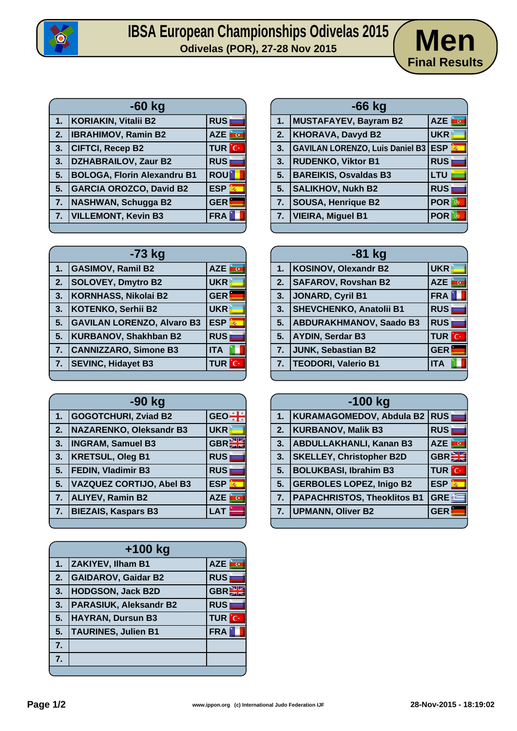# IBSA European Championships Odivelas 2015

**Odivelas (POR), 27-28 Nov 2015**

## Men

**Final Results**

| -60 kg | | |
|---|---|---|
| 1. | KORIAKIN, Vitalii B2 | RUS |
| 2. | IBRAHIMOV, Ramin B2 | AZE |
| 3. | CIFTCI, Recep B2 | TUR |
| 3. | DZHABRAILOV, Zaur B2 | RUS |
| 5. | BOLOGA, Florin Alexandru B1 | ROU |
| 5. | GARCIA OROZCO, David B2 | ESP |
| 7. | NASHWAN, Schugga B2 | GER |
| 7. | VILLEMONT, Kevin B3 | FRA |

| -66 kg | | |
|---|---|---|
| 1. | MUSTAFAYEV, Bayram B2 | AZE |
| 2. | KHORAVA, Davyd B2 | UKR |
| 3. | GAVILAN LORENZO, Luis Daniel B3 | ESP |
| 3. | RUDENKO, Viktor B1 | RUS |
| 5. | BAREIKIS, Osvaldas B3 | LTU |
| 5. | SALIKHOV, Nukh B2 | RUS |
| 7. | SOUSA, Henrique B2 | POR |
| 7. | VIEIRA, Miguel B1 | POR |

| -73 kg | | |
|---|---|---|
| 1. | GASIMOV, Ramil B2 | AZE |
| 2. | SOLOVEY, Dmytro B2 | UKR |
| 3. | KORNHASS, Nikolai B2 | GER |
| 3. | KOTENKO, Serhii B2 | UKR |
| 5. | GAVILAN LORENZO, Alvaro B3 | ESP |
| 5. | KURBANOV, Shakhban B2 | RUS |
| 7. | CANNIZZARO, Simone B3 | ITA |
| 7. | SEVINC, Hidayet B3 | TUR |

| -81 kg | | |
|---|---|---|
| 1. | KOSINOV, Olexandr B2 | UKR |
| 2. | SAFAROV, Rovshan B2 | AZE |
| 3. | JONARD, Cyril B1 | FRA |
| 3. | SHEVCHENKO, Anatolii B1 | RUS |
| 5. | ABDURAKHMANOV, Saado B3 | RUS |
| 5. | AYDIN, Serdar B3 | TUR |
| 7. | JUNK, Sebastian B2 | GER |
| 7. | TEODORI, Valerio B1 | ITA |

| -90 kg | | |
|---|---|---|
| 1. | GOGOTCHURI, Zviad B2 | GEO |
| 2. | NAZARENKO, Oleksandr B3 | UKR |
| 3. | INGRAM, Samuel B3 | GBR |
| 3. | KRETSUL, Oleg B1 | RUS |
| 5. | FEDIN, Vladimir B3 | RUS |
| 5. | VAZQUEZ CORTIJO, Abel B3 | ESP |
| 7. | ALIYEV, Ramin B2 | AZE |
| 7. | BIEZAIS, Kaspars B3 | LAT |

| -100 kg | | |
|---|---|---|
| 1. | KURAMAGOMEDOV, Abdula B2 | RUS |
| 2. | KURBANOV, Malik B3 | RUS |
| 3. | ABDULLAKHANLI, Kanan B3 | AZE |
| 3. | SKELLEY, Christopher B2D | GBR |
| 5. | BOLUKBASI, Ibrahim B3 | TUR |
| 5. | GERBOLES LOPEZ, Inigo B2 | ESP |
| 7. | PAPACHRISTOS, Theoklitos B1 | GRE |
| 7. | UPMANN, Oliver B2 | GER |

| +100 kg | | |
|---|---|---|
| 1. | ZAKIYEV, Ilham B1 | AZE |
| 2. | GAIDAROV, Gaidar B2 | RUS |
| 3. | HODGSON, Jack B2D | GBR |
| 3. | PARASIUK, Aleksandr B2 | RUS |
| 5. | HAYRAN, Dursun B3 | TUR |
| 5. | TAURINES, Julien B1 | FRA |
| 7. | | |
| 7. | | |

www.ippon.org (c) International Judo Federation IJF

28-Nov-2015 - 18:19:02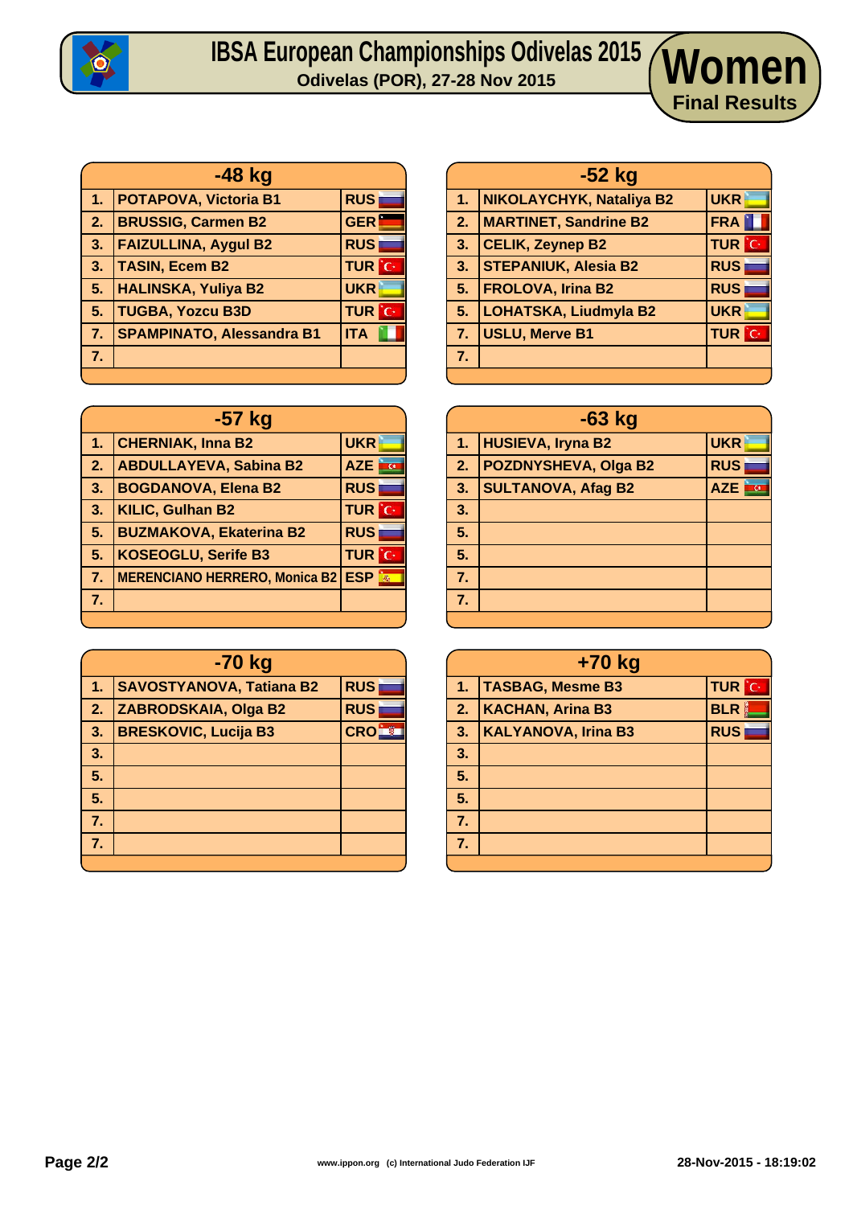# IBSA European Championships Odivelas 2015

**Odivelas (POR), 27-28 Nov 2015**

## Women

**Final Results**

### -48 kg

| | | |
|---|---|---|
| 1. | POTAPOVA, Victoria B1 | RUS |
| 2. | BRUSSIG, Carmen B2 | GER |
| 3. | FAIZULLINA, Aygul B2 | RUS |
| 3. | TASIN, Ecem B2 | TUR |
| 5. | HALINSKA, Yuliya B2 | UKR |
| 5. | TUGBA, Yozcu B3D | TUR |
| 7. | SPAMPINATO, Alessandra B1 | ITA |
| 7. | | |

### -52 kg

| | | |
|---|---|---|
| 1. | NIKOLAYCHYK, Nataliya B2 | UKR |
| 2. | MARTINET, Sandrine B2 | FRA |
| 3. | CELIK, Zeynep B2 | TUR |
| 3. | STEPANIUK, Alesia B2 | RUS |
| 5. | FROLOVA, Irina B2 | RUS |
| 5. | LOHATSKA, Liudmyla B2 | UKR |
| 7. | USLU, Merve B1 | TUR |
| 7. | | |

### -57 kg

| | | |
|---|---|---|
| 1. | CHERNIAK, Inna B2 | UKR |
| 2. | ABDULLAYEVA, Sabina B2 | AZE |
| 3. | BOGDANOVA, Elena B2 | RUS |
| 3. | KILIC, Gulhan B2 | TUR |
| 5. | BUZMAKOVA, Ekaterina B2 | RUS |
| 5. | KOSEOGLU, Serife B3 | TUR |
| 7. | MERENCIANO HERRERO, Monica B2 | ESP |
| 7. | | |

### -63 kg

| | | |
|---|---|---|
| 1. | HUSIEVA, Iryna B2 | UKR |
| 2. | POZDNYSHEVA, Olga B2 | RUS |
| 3. | SULTANOVA, Afag B2 | AZE |
| 3. | | |
| 5. | | |
| 5. | | |
| 7. | | |
| 7. | | |

### -70 kg

| | | |
|---|---|---|
| 1. | SAVOSTYANOVA, Tatiana B2 | RUS |
| 2. | ZABRODSKAIA, Olga B2 | RUS |
| 3. | BRESKOVIC, Lucija B3 | CRO |
| 3. | | |
| 5. | | |
| 5. | | |
| 7. | | |
| 7. | | |

### +70 kg

| | | |
|---|---|---|
| 1. | TASBAG, Mesme B3 | TUR |
| 2. | KACHAN, Arina B3 | BLR |
| 3. | KALYANOVA, Irina B3 | RUS |
| 3. | | |
| 5. | | |
| 5. | | |
| 7. | | |
| 7. | | |

www.ippon.org (c) International Judo Federation IJF

28-Nov-2015 - 18:19:02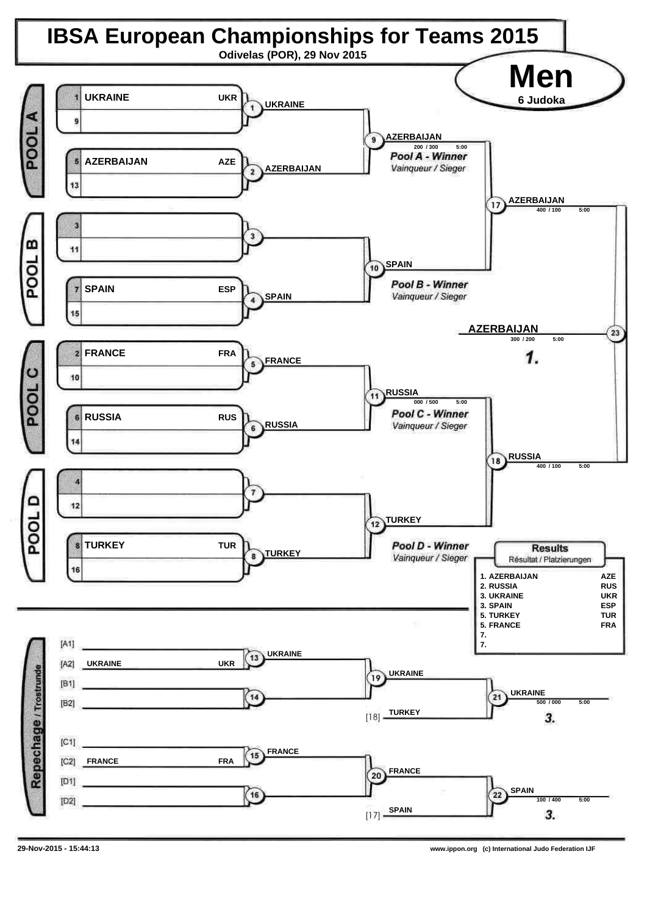# IBSA European Championships for Teams 2015

Odivelas (POR), 29 Nov 2015

## Men

6 Judoka

### POOL A

| Seed | Team | Code |
|---|---|---|
| 1 | UKRAINE | UKR |
| 9 | | |
| 5 | AZERBAIJAN | AZE |
| 13 | | |

- (1) UKRAINE
- (2) AZERBAIJAN
- (9) AZERBAIJAN 200 / 300 5:00

*Pool A - Winner*
*Vainqueur / Sieger*

### POOL B

| Seed | Team | Code |
|---|---|---|
| 3 | | |
| 11 | | |
| 7 | SPAIN | ESP |
| 15 | | |

- (3)
- (4) SPAIN
- (10) SPAIN

*Pool B - Winner*
*Vainqueur / Sieger*

### POOL C

| Seed | Team | Code |
|---|---|---|
| 2 | FRANCE | FRA |
| 10 | | |
| 6 | RUSSIA | RUS |
| 14 | | |

- (5) FRANCE
- (6) RUSSIA
- (11) RUSSIA 000 / 500 5:00

*Pool C - Winner*
*Vainqueur / Sieger*

### POOL D

| Seed | Team | Code |
|---|---|---|
| 4 | | |
| 12 | | |
| 8 | TURKEY | TUR |
| 16 | | |

- (7)
- (8) TURKEY
- (12) TURKEY

*Pool D - Winner*
*Vainqueur / Sieger*

### Semi-finals and Final

- (17) AZERBAIJAN 400 / 100 5:00
- (18) RUSSIA 400 / 100 5:00
- (23) AZERBAIJAN 300 / 200 5:00 — **1.**

### Repechage / Trostrunde

- [A1]
- [A2] UKRAINE UKR
- [B1]
- [B2]
- [C1]
- [C2] FRANCE FRA
- [D1]
- [D2]

- (13) UKRAINE
- (14)
- (15) FRANCE
- (16)
- (19) UKRAINE
- [18] TURKEY
- (20) FRANCE
- [17] SPAIN
- (21) UKRAINE 500 / 000 5:00 — **3.**
- (22) SPAIN 100 / 400 5:00 — **3.**

### Results
Résultat / Platzierungen

| Place | Team | Code |
|---|---|---|
| 1. | AZERBAIJAN | AZE |
| 2. | RUSSIA | RUS |
| 3. | UKRAINE | UKR |
| 3. | SPAIN | ESP |
| 5. | TURKEY | TUR |
| 5. | FRANCE | FRA |
| 7. | | |
| 7. | | |

29-Nov-2015 - 15:44:13

www.ippon.org (c) International Judo Federation IJF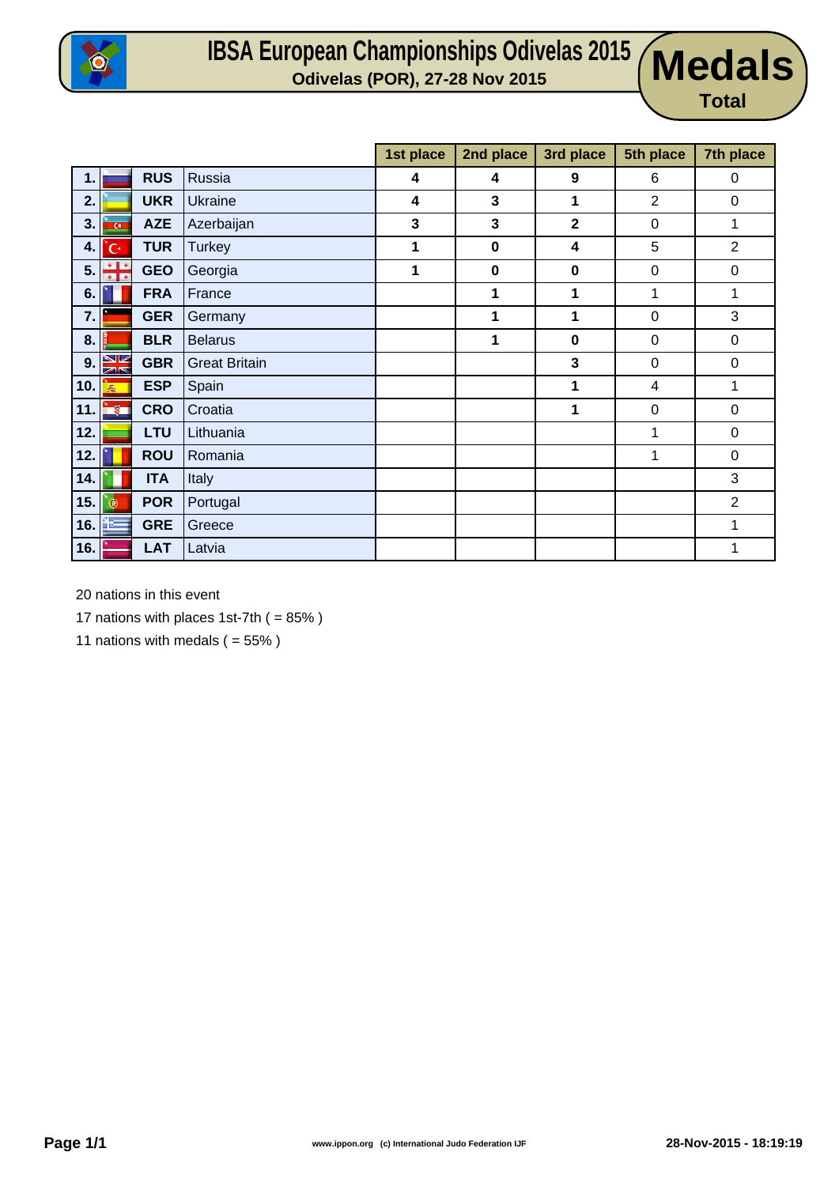# IBSA European Championships Odivelas 2015

**Odivelas (POR), 27-28 Nov 2015**

# Medals

**Total**

| | | | 1st place | 2nd place | 3rd place | 5th place | 7th place |
|---|---|---|---|---|---|---|---|
| 1. | RUS | Russia | 4 | 4 | 9 | 6 | 0 |
| 2. | UKR | Ukraine | 4 | 3 | 1 | 2 | 0 |
| 3. | AZE | Azerbaijan | 3 | 3 | 2 | 0 | 1 |
| 4. | TUR | Turkey | 1 | 0 | 4 | 5 | 2 |
| 5. | GEO | Georgia | 1 | 0 | 0 | 0 | 0 |
| 6. | FRA | France | | 1 | 1 | 1 | 1 |
| 7. | GER | Germany | | 1 | 1 | 0 | 3 |
| 8. | BLR | Belarus | | 1 | 0 | 0 | 0 |
| 9. | GBR | Great Britain | | | 3 | 0 | 0 |
| 10. | ESP | Spain | | | 1 | 4 | 1 |
| 11. | CRO | Croatia | | | 1 | 0 | 0 |
| 12. | LTU | Lithuania | | | | 1 | 0 |
| 12. | ROU | Romania | | | | 1 | 0 |
| 14. | ITA | Italy | | | | | 3 |
| 15. | POR | Portugal | | | | | 2 |
| 16. | GRE | Greece | | | | | 1 |
| 16. | LAT | Latvia | | | | | 1 |

20 nations in this event

17 nations with places 1st-7th ( = 85% )

11 nations with medals ( = 55% )

www.ippon.org (c) International Judo Federation IJF

28-Nov-2015 - 18:19:19